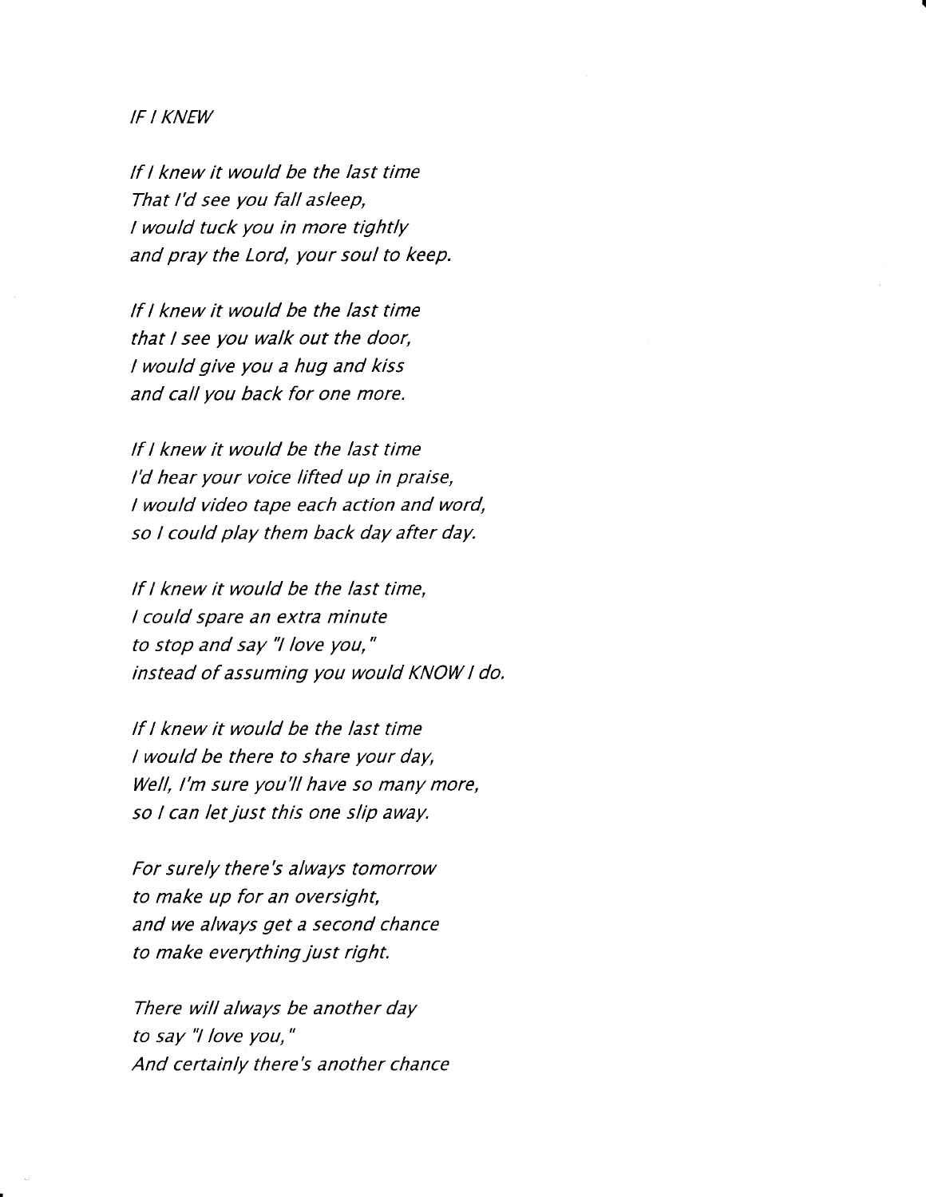*IF I KNEW*

*If I knew it would be the last time*
*That I'd see you fall asleep,*
*I would tuck you in more tightly*
*and pray the Lord, your soul to keep.*

*If I knew it would be the last time*
*that I see you walk out the door,*
*I would give you a hug and kiss*
*and call you back for one more.*

*If I knew it would be the last time*
*I'd hear your voice lifted up in praise,*
*I would video tape each action and word,*
*so I could play them back day after day.*

*If I knew it would be the last time,*
*I could spare an extra minute*
*to stop and say "I love you,"*
*instead of assuming you would KNOW I do.*

*If I knew it would be the last time*
*I would be there to share your day,*
*Well, I'm sure you'll have so many more,*
*so I can let just this one slip away.*

*For surely there's always tomorrow*
*to make up for an oversight,*
*and we always get a second chance*
*to make everything just right.*

*There will always be another day*
*to say "I love you,"*
*And certainly there's another chance*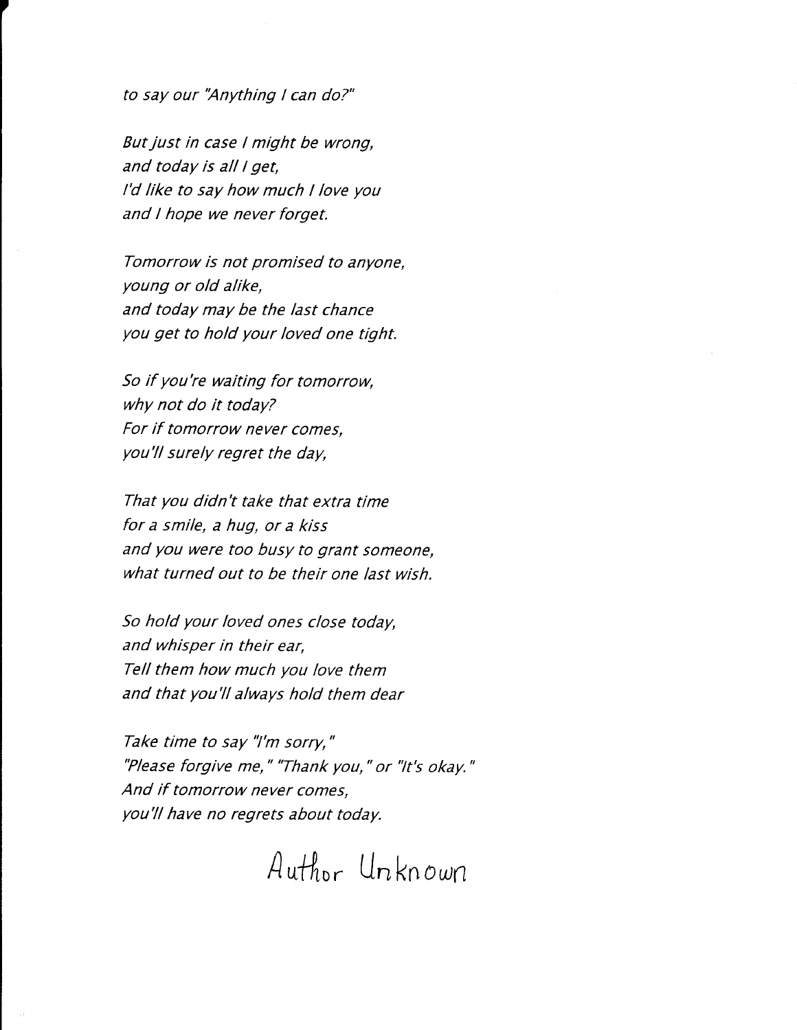*to say our "Anything I can do?"*

*But just in case I might be wrong,*
*and today is all I get,*
*I'd like to say how much I love you*
*and I hope we never forget.*

*Tomorrow is not promised to anyone,*
*young or old alike,*
*and today may be the last chance*
*you get to hold your loved one tight.*

*So if you're waiting for tomorrow,*
*why not do it today?*
*For if tomorrow never comes,*
*you'll surely regret the day,*

*That you didn't take that extra time*
*for a smile, a hug, or a kiss*
*and you were too busy to grant someone,*
*what turned out to be their one last wish.*

*So hold your loved ones close today,*
*and whisper in their ear,*
*Tell them how much you love them*
*and that you'll always hold them dear*

*Take time to say "I'm sorry,"*
*"Please forgive me," "Thank you," or "It's okay."*
*And if tomorrow never comes,*
*you'll have no regrets about today.*

Author Unknown